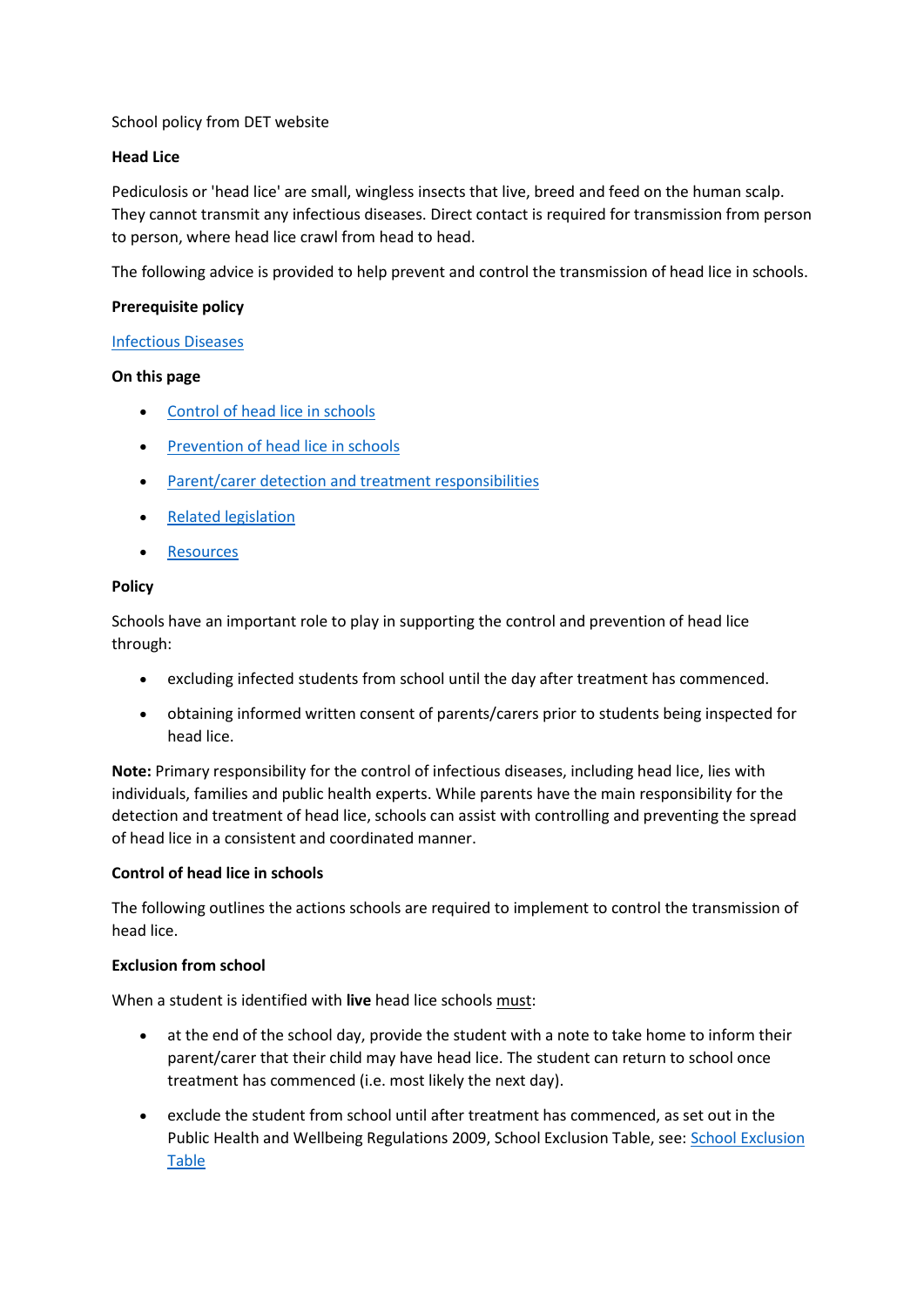School policy from DET website

**Head Lice**

Pediculosis or 'head lice' are small, wingless insects that live, breed and feed on the human scalp. They cannot transmit any infectious diseases. Direct contact is required for transmission from person to person, where head lice crawl from head to head.

The following advice is provided to help prevent and control the transmission of head lice in schools.

**Prerequisite policy**

[Infectious Diseases]()

**On this page**

- [Control of head lice in schools]()
- [Prevention of head lice in schools]()
- [Parent/carer detection and treatment responsibilities]()
- [Related legislation]()
- [Resources]()

**Policy**

Schools have an important role to play in supporting the control and prevention of head lice through:

- excluding infected students from school until the day after treatment has commenced.
- obtaining informed written consent of parents/carers prior to students being inspected for head lice.

**Note:** Primary responsibility for the control of infectious diseases, including head lice, lies with individuals, families and public health experts. While parents have the main responsibility for the detection and treatment of head lice, schools can assist with controlling and preventing the spread of head lice in a consistent and coordinated manner.

**Control of head lice in schools**

The following outlines the actions schools are required to implement to control the transmission of head lice.

**Exclusion from school**

When a student is identified with **live** head lice schools <u>must</u>:

- at the end of the school day, provide the student with a note to take home to inform their parent/carer that their child may have head lice. The student can return to school once treatment has commenced (i.e. most likely the next day).
- exclude the student from school until after treatment has commenced, as set out in the Public Health and Wellbeing Regulations 2009, School Exclusion Table, see: [School Exclusion Table]()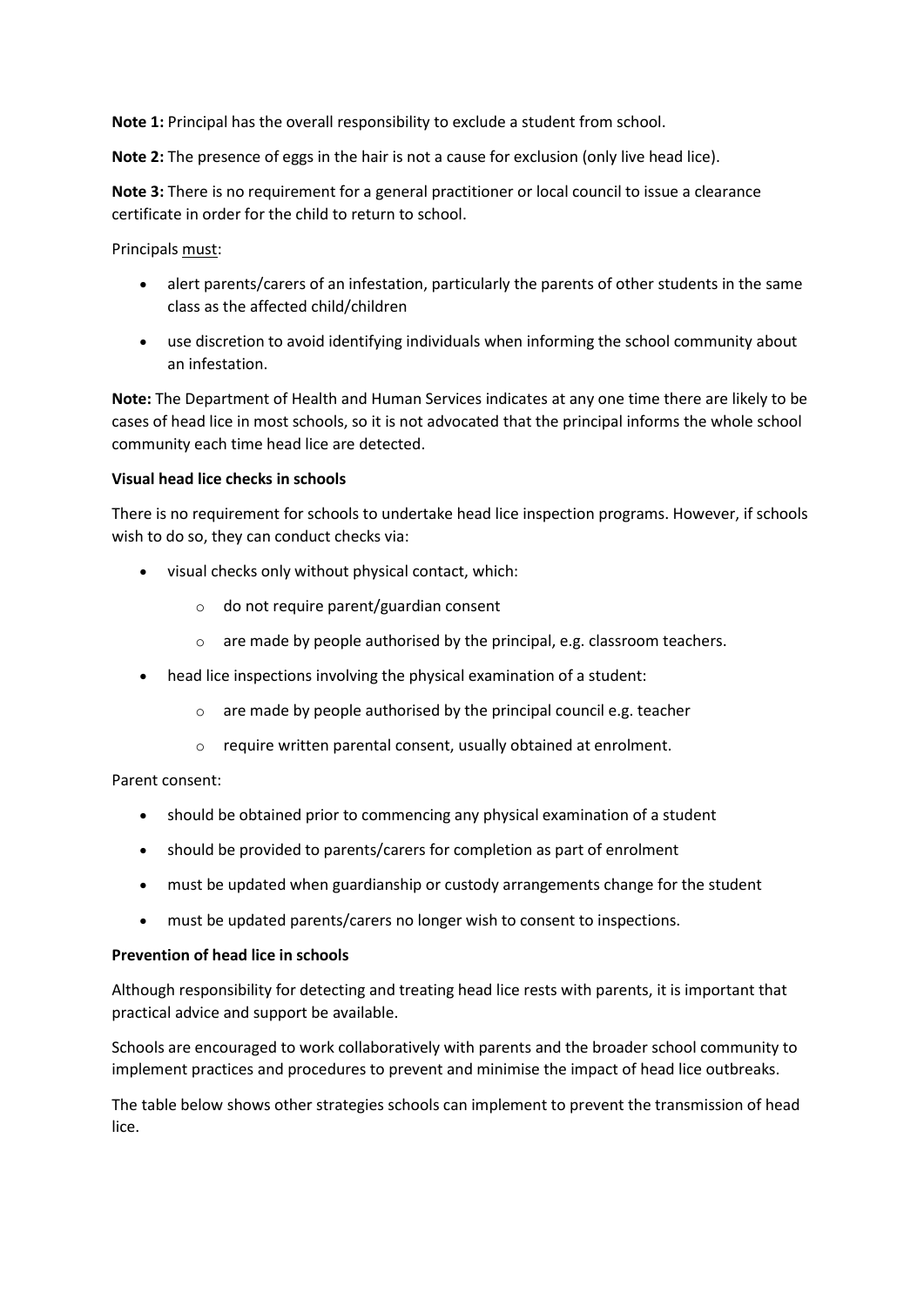**Note 1:** Principal has the overall responsibility to exclude a student from school.

**Note 2:** The presence of eggs in the hair is not a cause for exclusion (only live head lice).

**Note 3:** There is no requirement for a general practitioner or local council to issue a clearance certificate in order for the child to return to school.

Principals <u>must</u>:

- alert parents/carers of an infestation, particularly the parents of other students in the same class as the affected child/children
- use discretion to avoid identifying individuals when informing the school community about an infestation.

**Note:** The Department of Health and Human Services indicates at any one time there are likely to be cases of head lice in most schools, so it is not advocated that the principal informs the whole school community each time head lice are detected.

**Visual head lice checks in schools**

There is no requirement for schools to undertake head lice inspection programs. However, if schools wish to do so, they can conduct checks via:

- visual checks only without physical contact, which:
  - do not require parent/guardian consent
  - are made by people authorised by the principal, e.g. classroom teachers.
- head lice inspections involving the physical examination of a student:
  - are made by people authorised by the principal council e.g. teacher
  - require written parental consent, usually obtained at enrolment.

Parent consent:

- should be obtained prior to commencing any physical examination of a student
- should be provided to parents/carers for completion as part of enrolment
- must be updated when guardianship or custody arrangements change for the student
- must be updated parents/carers no longer wish to consent to inspections.

**Prevention of head lice in schools**

Although responsibility for detecting and treating head lice rests with parents, it is important that practical advice and support be available.

Schools are encouraged to work collaboratively with parents and the broader school community to implement practices and procedures to prevent and minimise the impact of head lice outbreaks.

The table below shows other strategies schools can implement to prevent the transmission of head lice.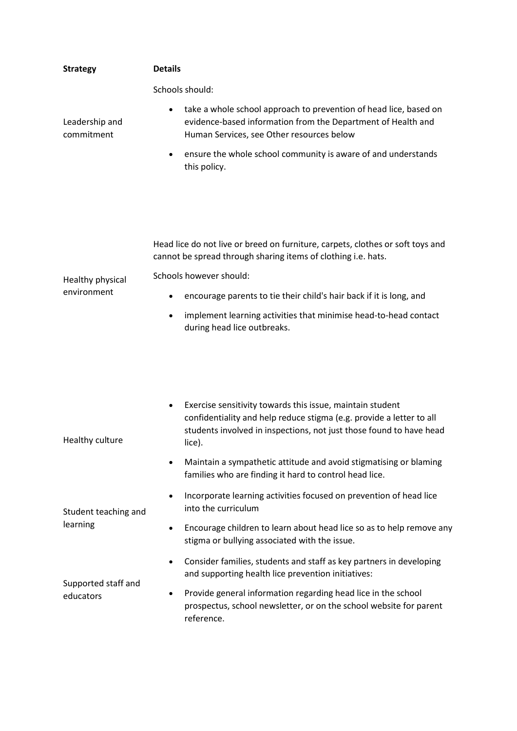| Strategy | Details |
|---|---|
| Leadership and commitment | Schools should:<br>• take a whole school approach to prevention of head lice, based on evidence-based information from the Department of Health and Human Services, see Other resources below<br>• ensure the whole school community is aware of and understands this policy. |
| Healthy physical environment | Head lice do not live or breed on furniture, carpets, clothes or soft toys and cannot be spread through sharing items of clothing i.e. hats.<br>Schools however should:<br>• encourage parents to tie their child's hair back if it is long, and<br>• implement learning activities that minimise head-to-head contact during head lice outbreaks. |
| Healthy culture | • Exercise sensitivity towards this issue, maintain student confidentiality and help reduce stigma (e.g. provide a letter to all students involved in inspections, not just those found to have head lice).<br>• Maintain a sympathetic attitude and avoid stigmatising or blaming families who are finding it hard to control head lice. |
| Student teaching and learning | • Incorporate learning activities focused on prevention of head lice into the curriculum<br>• Encourage children to learn about head lice so as to help remove any stigma or bullying associated with the issue. |
| Supported staff and educators | • Consider families, students and staff as key partners in developing and supporting health lice prevention initiatives:<br>• Provide general information regarding head lice in the school prospectus, school newsletter, or on the school website for parent reference. |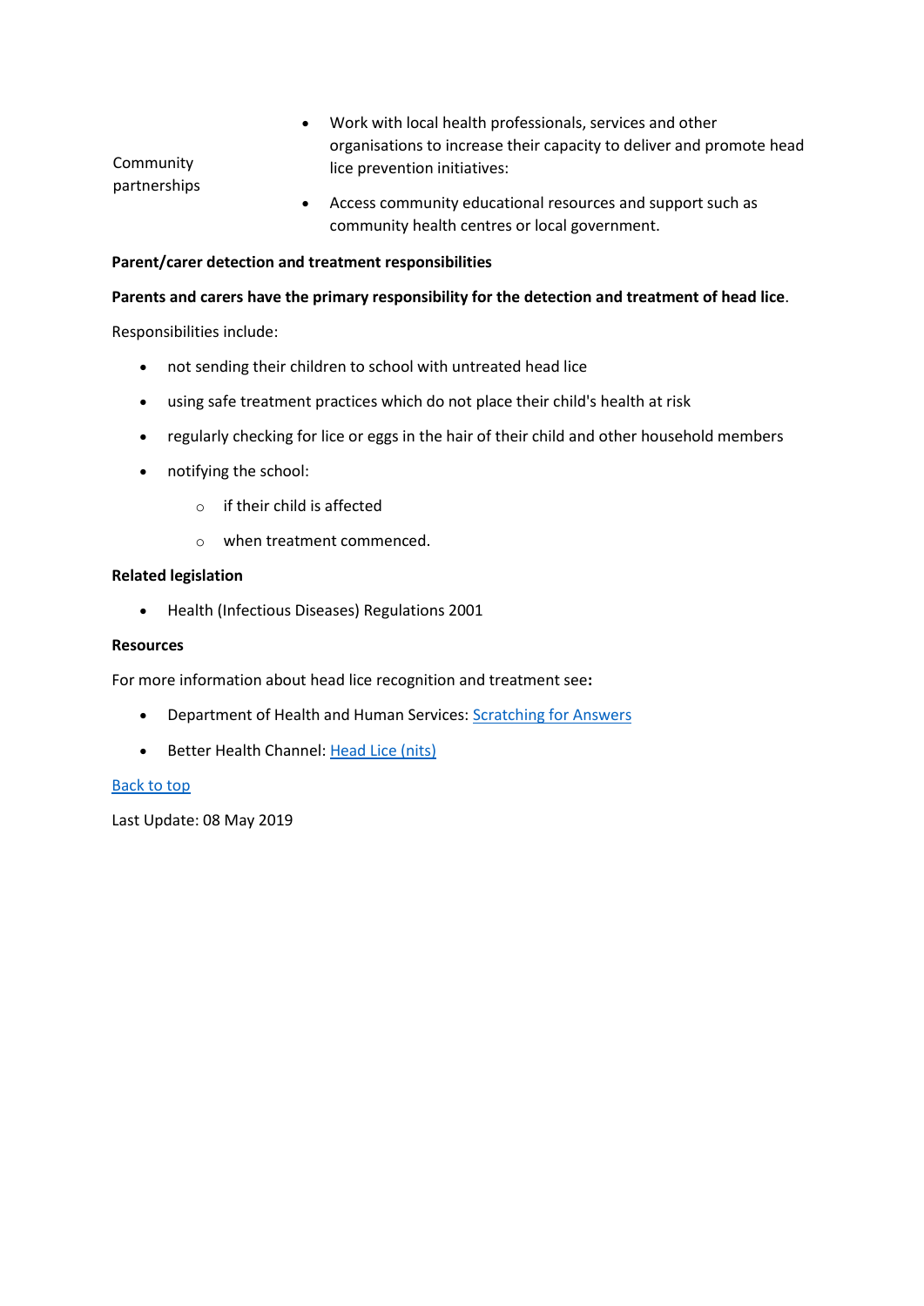| | |
|---|---|
| Community partnerships | • Work with local health professionals, services and other organisations to increase their capacity to deliver and promote head lice prevention initiatives:<br>• Access community educational resources and support such as community health centres or local government. |

**Parent/carer detection and treatment responsibilities**

**Parents and carers have the primary responsibility for the detection and treatment of head lice**.

Responsibilities include:

- not sending their children to school with untreated head lice
- using safe treatment practices which do not place their child's health at risk
- regularly checking for lice or eggs in the hair of their child and other household members
- notifying the school:
  - if their child is affected
  - when treatment commenced.

**Related legislation**

- Health (Infectious Diseases) Regulations 2001

**Resources**

For more information about head lice recognition and treatment see**:**

- Department of Health and Human Services: Scratching for Answers
- Better Health Channel: Head Lice (nits)

Back to top

Last Update: 08 May 2019